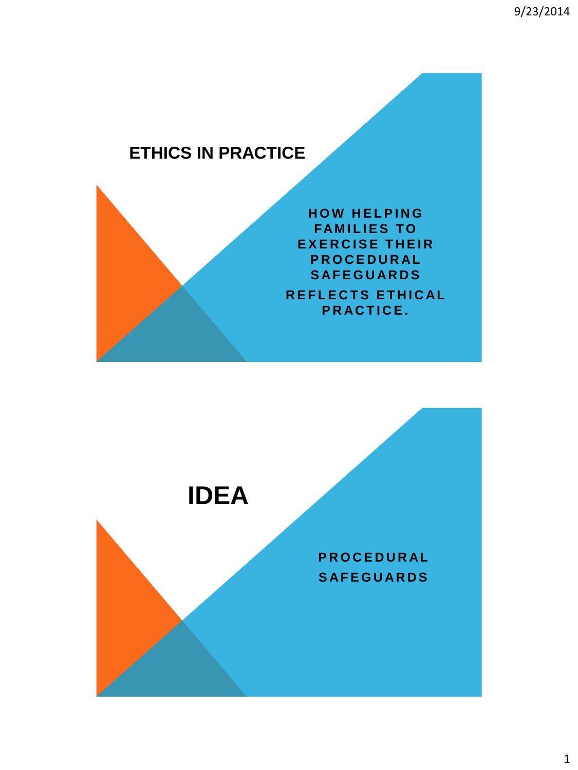# ETHICS IN PRACTICE

HOW HELPING FAMILIES TO EXERCISE THEIR PROCEDURAL SAFEGUARDS

REFLECTS ETHICAL PRACTICE.

# IDEA

PROCEDURAL SAFEGUARDS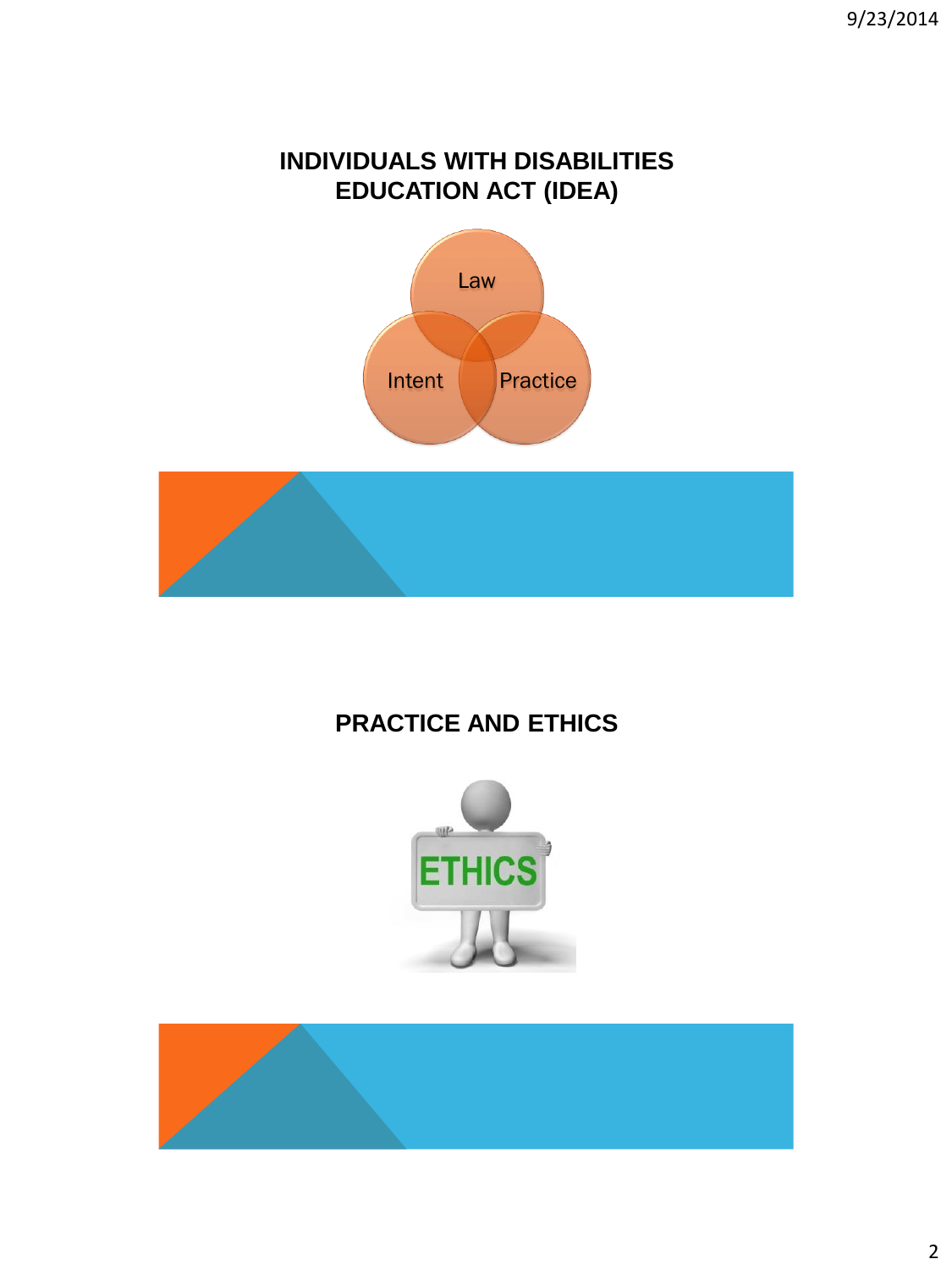## INDIVIDUALS WITH DISABILITIES EDUCATION ACT (IDEA)

Law

Intent

Practice

## PRACTICE AND ETHICS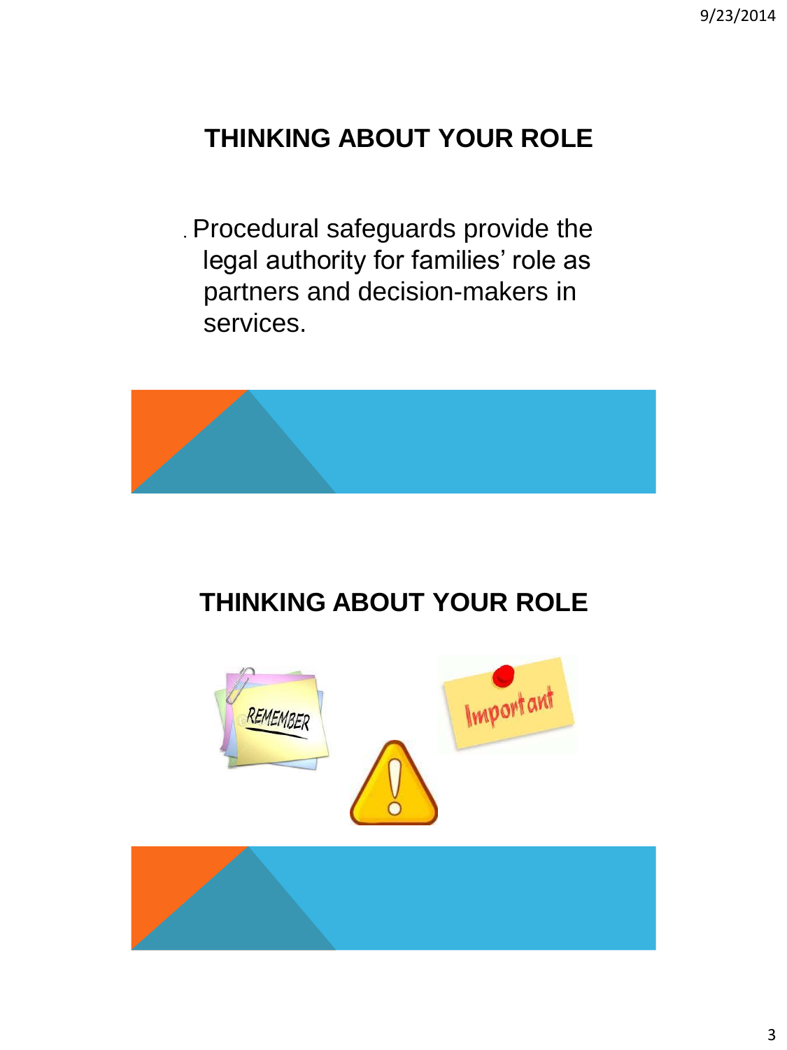## THINKING ABOUT YOUR ROLE

- Procedural safeguards provide the legal authority for families' role as partners and decision-makers in services.

## THINKING ABOUT YOUR ROLE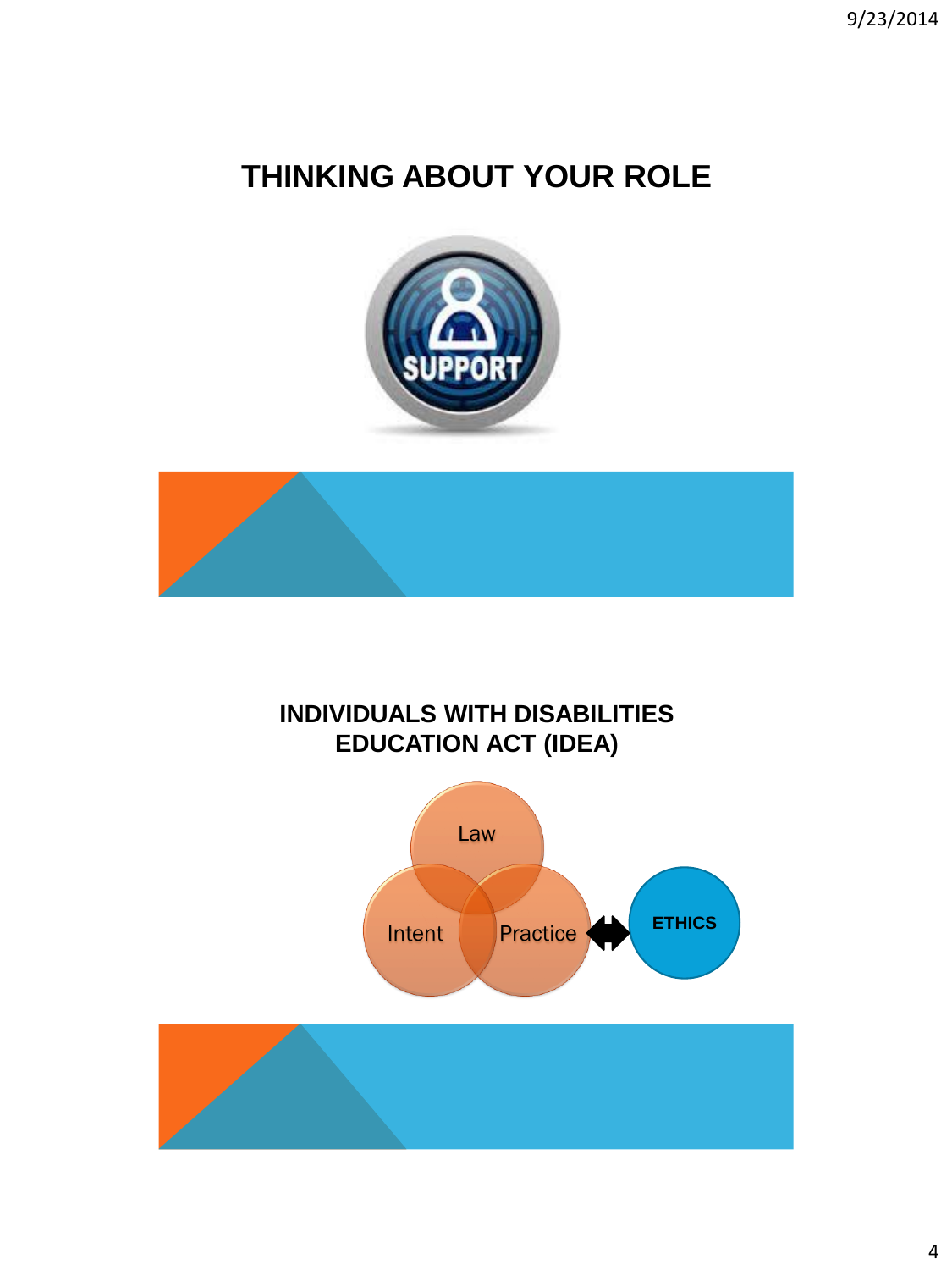# THINKING ABOUT YOUR ROLE

SUPPORT

# INDIVIDUALS WITH DISABILITIES EDUCATION ACT (IDEA)

Law

Intent

Practice

ETHICS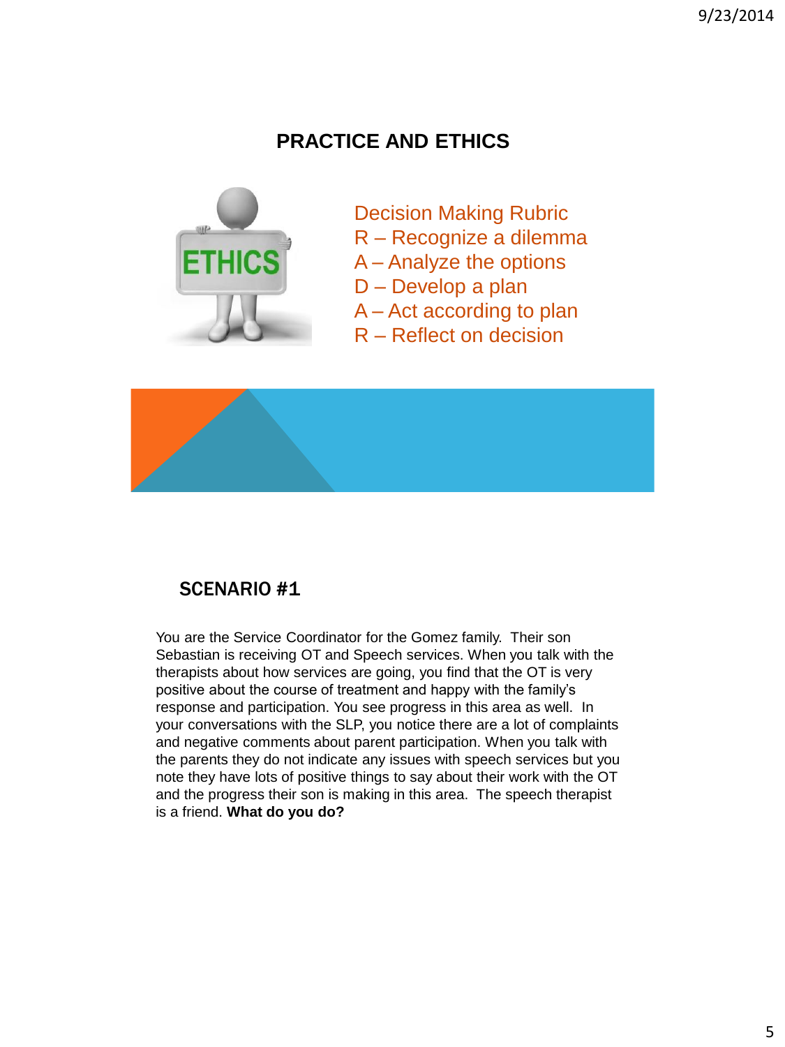# PRACTICE AND ETHICS

Decision Making Rubric
R – Recognize a dilemma
A – Analyze the options
D – Develop a plan
A – Act according to plan
R – Reflect on decision

## SCENARIO #1

You are the Service Coordinator for the Gomez family. Their son Sebastian is receiving OT and Speech services. When you talk with the therapists about how services are going, you find that the OT is very positive about the course of treatment and happy with the family's response and participation. You see progress in this area as well. In your conversations with the SLP, you notice there are a lot of complaints and negative comments about parent participation. When you talk with the parents they do not indicate any issues with speech services but you note they have lots of positive things to say about their work with the OT and the progress their son is making in this area. The speech therapist is a friend. **What do you do?**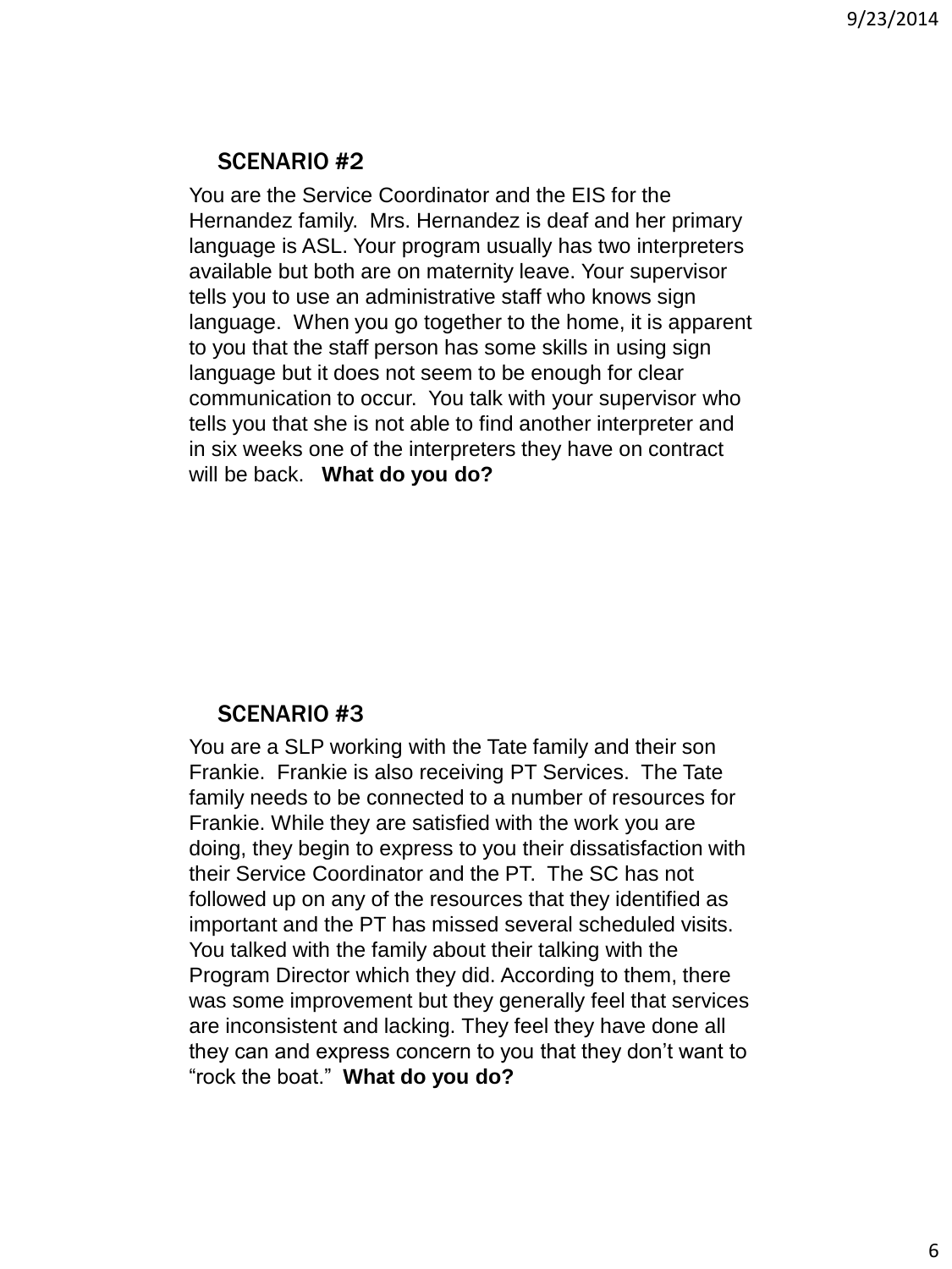## SCENARIO #2

You are the Service Coordinator and the EIS for the Hernandez family. Mrs. Hernandez is deaf and her primary language is ASL. Your program usually has two interpreters available but both are on maternity leave. Your supervisor tells you to use an administrative staff who knows sign language. When you go together to the home, it is apparent to you that the staff person has some skills in using sign language but it does not seem to be enough for clear communication to occur. You talk with your supervisor who tells you that she is not able to find another interpreter and in six weeks one of the interpreters they have on contract will be back. **What do you do?**

## SCENARIO #3

You are a SLP working with the Tate family and their son Frankie. Frankie is also receiving PT Services. The Tate family needs to be connected to a number of resources for Frankie. While they are satisfied with the work you are doing, they begin to express to you their dissatisfaction with their Service Coordinator and the PT. The SC has not followed up on any of the resources that they identified as important and the PT has missed several scheduled visits. You talked with the family about their talking with the Program Director which they did. According to them, there was some improvement but they generally feel that services are inconsistent and lacking. They feel they have done all they can and express concern to you that they don't want to "rock the boat." **What do you do?**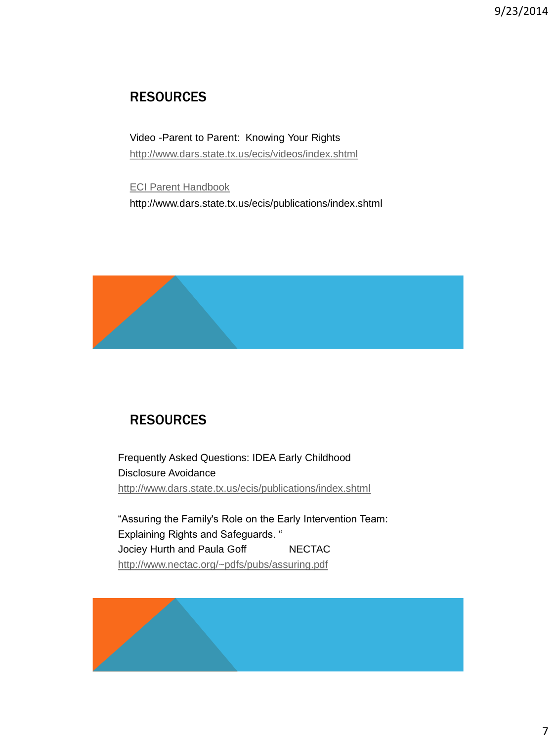## RESOURCES

Video -Parent to Parent: Knowing Your Rights
http://www.dars.state.tx.us/ecis/videos/index.shtml

ECI Parent Handbook
http://www.dars.state.tx.us/ecis/publications/index.shtml

## RESOURCES

Frequently Asked Questions: IDEA Early Childhood
Disclosure Avoidance
http://www.dars.state.tx.us/ecis/publications/index.shtml

"Assuring the Family's Role on the Early Intervention Team:
Explaining Rights and Safeguards. "
Jociey Hurth and Paula Goff NECTAC
http://www.nectac.org/~pdfs/pubs/assuring.pdf